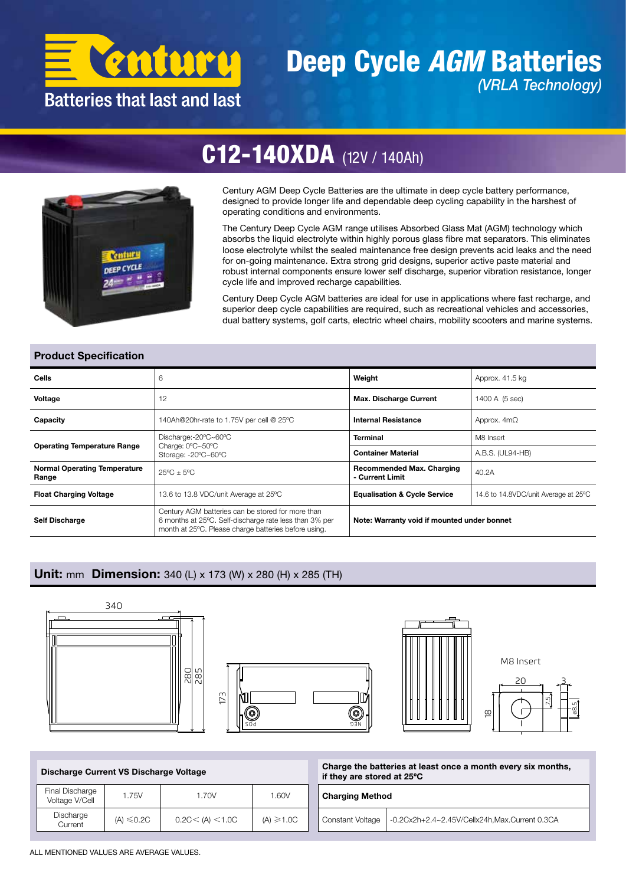# Century

Batteries that last and last

# Deep Cycle *AGM* Batteries

*(VRLA Technology)*

## C12-140XDA (12V / 140Ah)

Century AGM Deep Cycle Batteries are the ultimate in deep cycle battery performance, designed to provide longer life and dependable deep cycling capability in the harshest of operating conditions and environments.

The Century Deep Cycle AGM range utilises Absorbed Glass Mat (AGM) technology which absorbs the liquid electrolyte within highly porous glass fibre mat separators. This eliminates loose electrolyte whilst the sealed maintenance free design prevents acid leaks and the need for on-going maintenance. Extra strong grid designs, superior active paste material and robust internal components ensure lower self discharge, superior vibration resistance, longer cycle life and improved recharge capabilities.

Century Deep Cycle AGM batteries are ideal for use in applications where fast recharge, and superior deep cycle capabilities are required, such as recreational vehicles and accessories, dual battery systems, golf carts, electric wheel chairs, mobility scooters and marine systems.

### Product Specification

| | | | |
|---|---|---|---|
| **Cells** | 6 | **Weight** | Approx. 41.5 kg |
| **Voltage** | 12 | **Max. Discharge Current** | 1400 A (5 sec) |
| **Capacity** | 140Ah@20hr-rate to 1.75V per cell @ 25ºC | **Internal Resistance** | Approx. 4mΩ |
| **Operating Temperature Range** | Discharge:-20ºC~60ºC<br>Charge: 0ºC~50ºC<br>Storage: -20ºC~60ºC | **Terminal** | M8 Insert |
| | | **Container Material** | A.B.S. (UL94-HB) |
| **Normal Operating Temperature Range** | 25ºC ± 5ºC | **Recommended Max. Charging - Current Limit** | 40.2A |
| **Float Charging Voltage** | 13.6 to 13.8 VDC/unit Average at 25ºC | **Equalisation & Cycle Service** | 14.6 to 14.8VDC/unit Average at 25ºC |
| **Self Discharge** | Century AGM batteries can be stored for more than 6 months at 25ºC. Self-discharge rate less than 3% per month at 25ºC. Please charge batteries before using. | **Note: Warranty void if mounted under bonnet** | |

### Unit: mm Dimension: 340 (L) x 173 (W) x 280 (H) x 285 (TH)

340

280 285

173

POS NEG

M8 Insert

20 3 7.5 18 Ø8.5

| **Discharge Current VS Discharge Voltage** | | | |
|---|---|---|---|
| Final Discharge Voltage V/Cell | 1.75V | 1.70V | 1.60V |
| Discharge Current | (A) ≤0.2C | 0.2C< (A) <1.0C | (A) ≥1.0C |

**Charge the batteries at least once a month every six months, if they are stored at 25ºC**

| **Charging Method** | |
|---|---|
| Constant Voltage | -0.2Cx2h+2.4~2.45V/Cellx24h,Max.Current 0.3CA |

ALL MENTIONED VALUES ARE AVERAGE VALUES.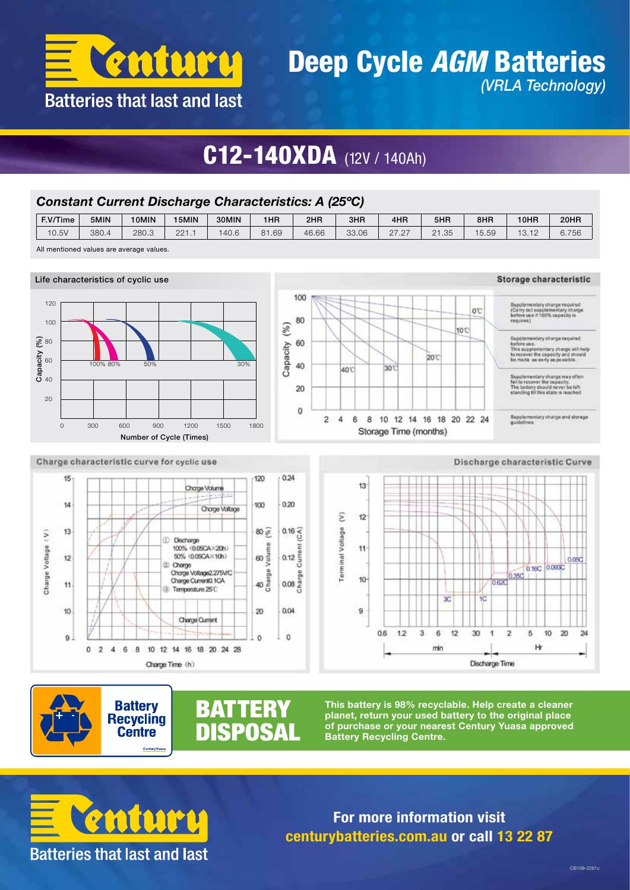# Century

Batteries that last and last

# Deep Cycle *AGM* Batteries

*(VRLA Technology)*

## C12-140XDA (12V / 140Ah)

### *Constant Current Discharge Characteristics: A (25ºC)*

| F.V/Time | 5MIN | 10MIN | 15MIN | 30MIN | 1HR | 2HR | 3HR | 4HR | 5HR | 8HR | 10HR | 20HR |
|---|---|---|---|---|---|---|---|---|---|---|---|---|
| 10.5V | 380.4 | 280.3 | 221.1 | 140.6 | 81.69 | 46.66 | 33.06 | 27.27 | 21.35 | 15.59 | 13.12 | 6.756 |

All mentioned values are average values.

**Life characteristics of cyclic use**

Capacity (%)

120
100
80
60
40
20

100% 80% 50% 30%

0 300 600 900 1200 1500 1800

Number of Cycle (Times)

**Storage characteristic**

Capacity (%)

100
80
60
40
20
0

0℃ 10℃ 20℃ 30℃ 40℃

2 4 6 8 10 12 14 16 18 20 22 24

Storage Time (months)

Supplementary charge required (Carry out supplementary charge before use if 100% capacity is required.)

Supplementary charge required before use. This supplementary charge will help to recover the capacity and should be made as early as possible.

Supplementary charge may often fail to recover the capacity. The battery should never be left standing till this state is reached.

Supplementary charge and storage guidelines

**Charge characteristic curve for cyclic use**

Charge Voltage (V)

15
14
13
12
11
10
9

Charge Volume (%)

120
100
80
60
40
20
0

Charge Current (CA)

0.24
0.20
0.16
0.12
0.08
0.04
0

Charge Volume

Charge Voltage

Charge Current

① Discharge
100% (0.05CA×20h)
50% (0.05CA×10h)
② Charge
Charge Voltage2.275V/C
Charge Current0.1CA
③ Temperature 25℃

0 2 4 6 8 10 12 14 16 18 20 24 28

Charge Time (h)

**Discharge characteristic Curve**

Terminal Voltage (V)

13
12
11
10
9

3C 1C 0.62C 0.35C 0.16C 0.093C 0.05C

0.6 1.2 3 6 12 30 1 2 5 10 20 24

min Hr

Discharge Time

Battery Recycling Centre

## BATTERY DISPOSAL

**This battery is 98% recyclable. Help create a cleaner planet, return your used battery to the original place of purchase or your nearest Century Yuasa approved Battery Recycling Centre.**

Century

Batteries that last and last

**For more information visit centurybatteries.com.au or call 13 22 87**

CB109-2261c